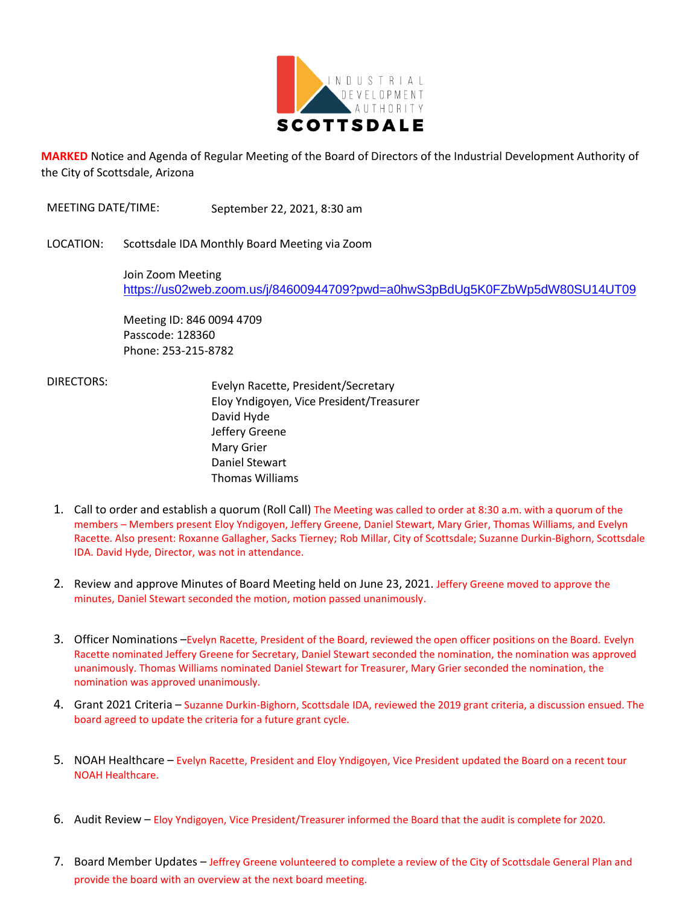INDUSTRIAL DEVELOPMENT AUTHORITY
SCOTTSDALE

**MARKED** Notice and Agenda of Regular Meeting of the Board of Directors of the Industrial Development Authority of the City of Scottsdale, Arizona

MEETING DATE/TIME: September 22, 2021, 8:30 am

LOCATION: Scottsdale IDA Monthly Board Meeting via Zoom

Join Zoom Meeting
https://us02web.zoom.us/j/84600944709?pwd=a0hwS3pBdUg5K0FZbWp5dW80SU14UT09

Meeting ID: 846 0094 4709
Passcode: 128360
Phone: 253-215-8782

DIRECTORS:

Evelyn Racette, President/Secretary
Eloy Yndigoyen, Vice President/Treasurer
David Hyde
Jeffery Greene
Mary Grier
Daniel Stewart
Thomas Williams

1. Call to order and establish a quorum (Roll Call) The Meeting was called to order at 8:30 a.m. with a quorum of the members – Members present Eloy Yndigoyen, Jeffery Greene, Daniel Stewart, Mary Grier, Thomas Williams, and Evelyn Racette. Also present: Roxanne Gallagher, Sacks Tierney; Rob Millar, City of Scottsdale; Suzanne Durkin-Bighorn, Scottsdale IDA. David Hyde, Director, was not in attendance.

2. Review and approve Minutes of Board Meeting held on June 23, 2021. Jeffery Greene moved to approve the minutes, Daniel Stewart seconded the motion, motion passed unanimously.

3. Officer Nominations –Evelyn Racette, President of the Board, reviewed the open officer positions on the Board. Evelyn Racette nominated Jeffery Greene for Secretary, Daniel Stewart seconded the nomination, the nomination was approved unanimously. Thomas Williams nominated Daniel Stewart for Treasurer, Mary Grier seconded the nomination, the nomination was approved unanimously.

4. Grant 2021 Criteria – Suzanne Durkin-Bighorn, Scottsdale IDA, reviewed the 2019 grant criteria, a discussion ensued. The board agreed to update the criteria for a future grant cycle.

5. NOAH Healthcare – Evelyn Racette, President and Eloy Yndigoyen, Vice President updated the Board on a recent tour NOAH Healthcare.

6. Audit Review – Eloy Yndigoyen, Vice President/Treasurer informed the Board that the audit is complete for 2020.

7. Board Member Updates – Jeffrey Greene volunteered to complete a review of the City of Scottsdale General Plan and provide the board with an overview at the next board meeting.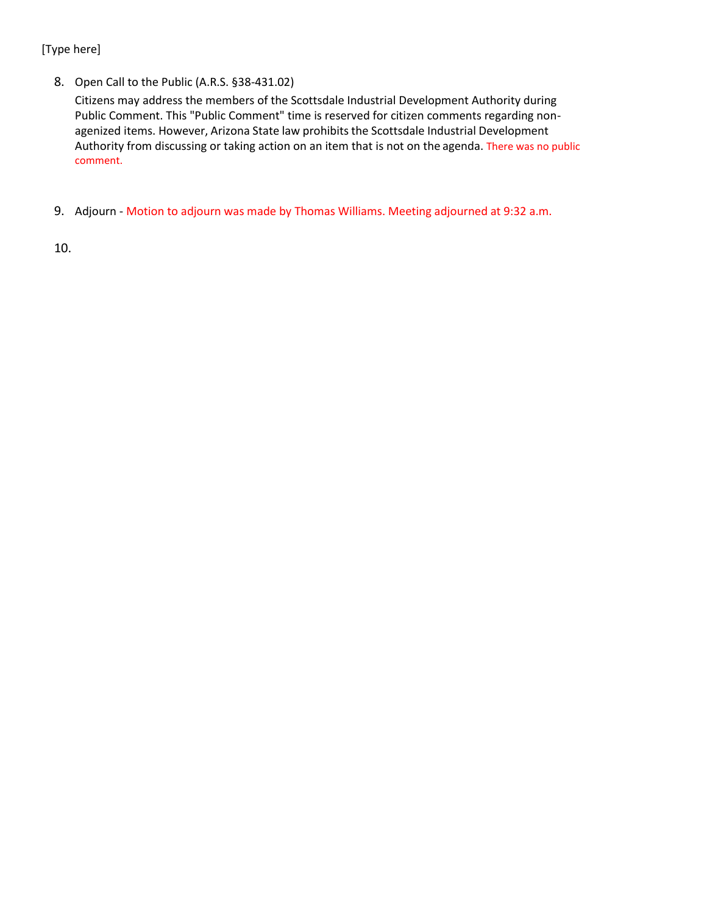8. Open Call to the Public (A.R.S. §38-431.02)

   Citizens may address the members of the Scottsdale Industrial Development Authority during Public Comment. This "Public Comment" time is reserved for citizen comments regarding non-agenized items. However, Arizona State law prohibits the Scottsdale Industrial Development Authority from discussing or taking action on an item that is not on the agenda. There was no public comment.

9. Adjourn - Motion to adjourn was made by Thomas Williams. Meeting adjourned at 9:32 a.m.

10.